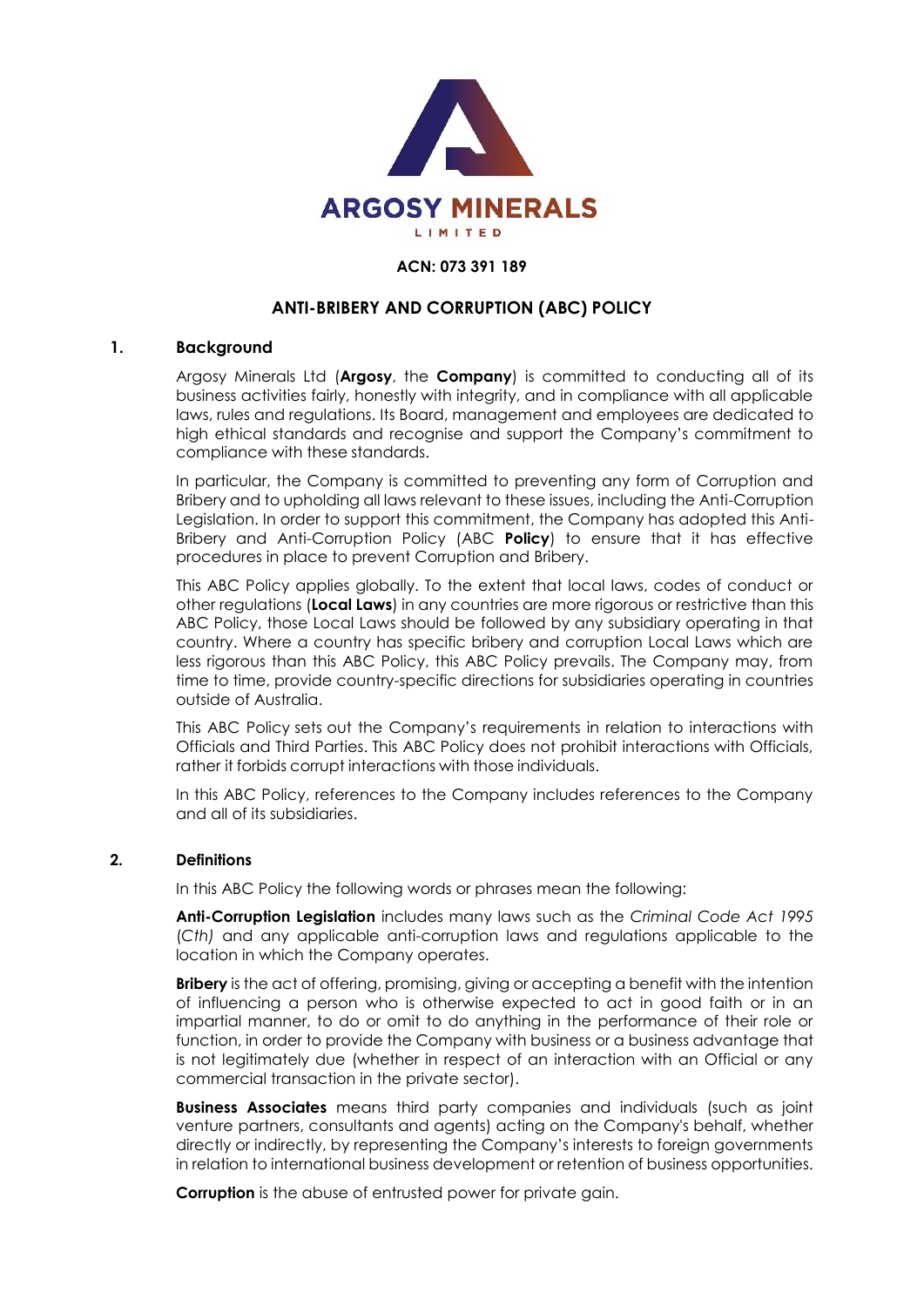ARGOSY MINERALS

LIMITED

**ACN: 073 391 189**

# ANTI-BRIBERY AND CORRUPTION (ABC) POLICY

## 1. Background

Argosy Minerals Ltd (**Argosy**, the **Company**) is committed to conducting all of its business activities fairly, honestly with integrity, and in compliance with all applicable laws, rules and regulations. Its Board, management and employees are dedicated to high ethical standards and recognise and support the Company's commitment to compliance with these standards.

In particular, the Company is committed to preventing any form of Corruption and Bribery and to upholding all laws relevant to these issues, including the Anti-Corruption Legislation. In order to support this commitment, the Company has adopted this Anti-Bribery and Anti-Corruption Policy (ABC **Policy**) to ensure that it has effective procedures in place to prevent Corruption and Bribery.

This ABC Policy applies globally. To the extent that local laws, codes of conduct or other regulations (**Local Laws**) in any countries are more rigorous or restrictive than this ABC Policy, those Local Laws should be followed by any subsidiary operating in that country. Where a country has specific bribery and corruption Local Laws which are less rigorous than this ABC Policy, this ABC Policy prevails. The Company may, from time to time, provide country-specific directions for subsidiaries operating in countries outside of Australia.

This ABC Policy sets out the Company's requirements in relation to interactions with Officials and Third Parties. This ABC Policy does not prohibit interactions with Officials, rather it forbids corrupt interactions with those individuals.

In this ABC Policy, references to the Company includes references to the Company and all of its subsidiaries.

## 2. Definitions

In this ABC Policy the following words or phrases mean the following:

**Anti-Corruption Legislation** includes many laws such as the *Criminal Code Act 1995 (Cth)* and any applicable anti-corruption laws and regulations applicable to the location in which the Company operates.

**Bribery** is the act of offering, promising, giving or accepting a benefit with the intention of influencing a person who is otherwise expected to act in good faith or in an impartial manner, to do or omit to do anything in the performance of their role or function, in order to provide the Company with business or a business advantage that is not legitimately due (whether in respect of an interaction with an Official or any commercial transaction in the private sector).

**Business Associates** means third party companies and individuals (such as joint venture partners, consultants and agents) acting on the Company's behalf, whether directly or indirectly, by representing the Company's interests to foreign governments in relation to international business development or retention of business opportunities.

**Corruption** is the abuse of entrusted power for private gain.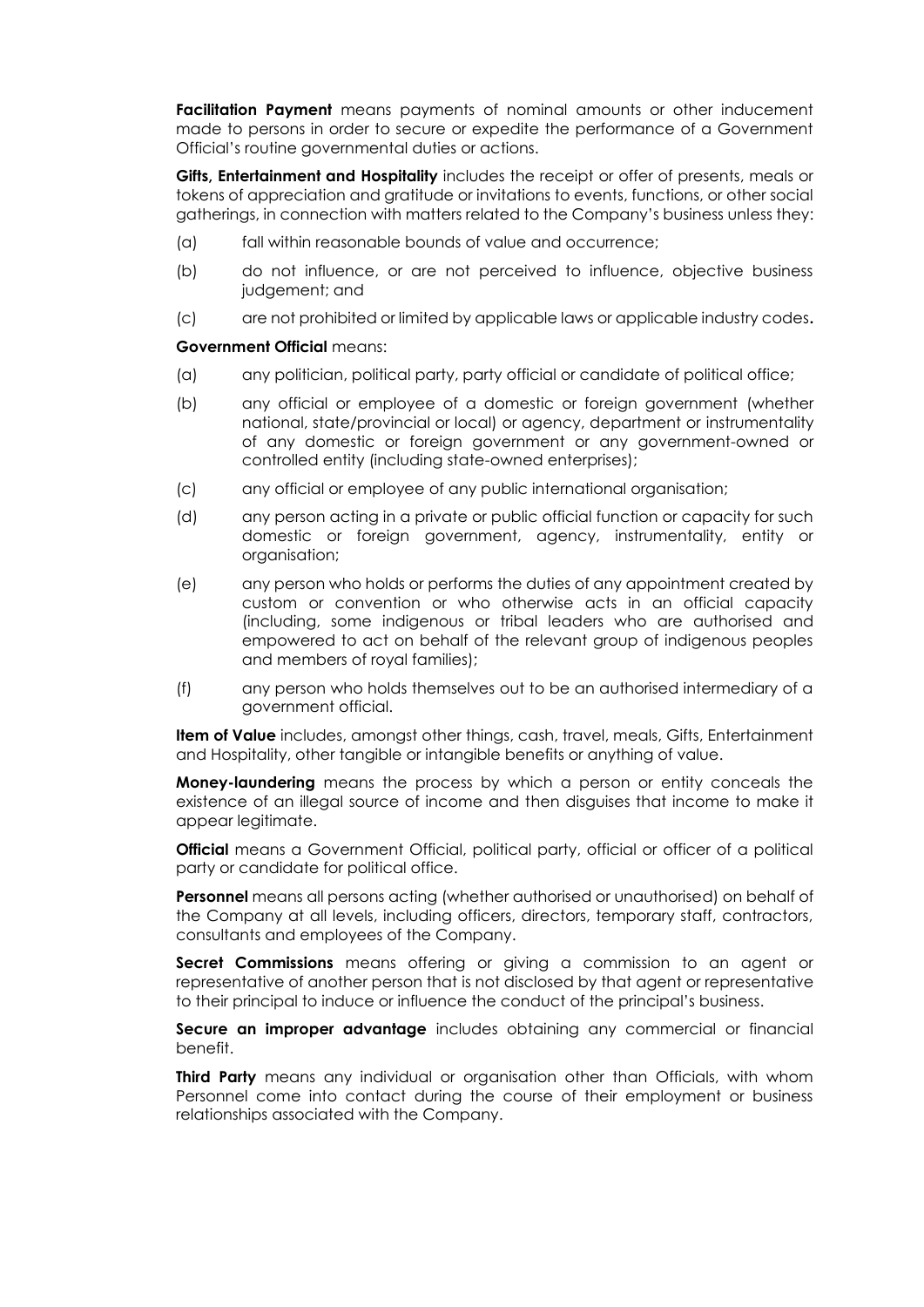**Facilitation Payment** means payments of nominal amounts or other inducement made to persons in order to secure or expedite the performance of a Government Official's routine governmental duties or actions.

**Gifts, Entertainment and Hospitality** includes the receipt or offer of presents, meals or tokens of appreciation and gratitude or invitations to events, functions, or other social gatherings, in connection with matters related to the Company's business unless they:

(a) fall within reasonable bounds of value and occurrence;

(b) do not influence, or are not perceived to influence, objective business judgement; and

(c) are not prohibited or limited by applicable laws or applicable industry codes**.**

**Government Official** means:

(a) any politician, political party, party official or candidate of political office;

(b) any official or employee of a domestic or foreign government (whether national, state/provincial or local) or agency, department or instrumentality of any domestic or foreign government or any government-owned or controlled entity (including state-owned enterprises);

(c) any official or employee of any public international organisation;

(d) any person acting in a private or public official function or capacity for such domestic or foreign government, agency, instrumentality, entity or organisation;

(e) any person who holds or performs the duties of any appointment created by custom or convention or who otherwise acts in an official capacity (including, some indigenous or tribal leaders who are authorised and empowered to act on behalf of the relevant group of indigenous peoples and members of royal families);

(f) any person who holds themselves out to be an authorised intermediary of a government official.

**Item of Value** includes, amongst other things, cash, travel, meals, Gifts, Entertainment and Hospitality, other tangible or intangible benefits or anything of value.

**Money-laundering** means the process by which a person or entity conceals the existence of an illegal source of income and then disguises that income to make it appear legitimate.

**Official** means a Government Official, political party, official or officer of a political party or candidate for political office.

**Personnel** means all persons acting (whether authorised or unauthorised) on behalf of the Company at all levels, including officers, directors, temporary staff, contractors, consultants and employees of the Company.

**Secret Commissions** means offering or giving a commission to an agent or representative of another person that is not disclosed by that agent or representative to their principal to induce or influence the conduct of the principal's business.

**Secure an improper advantage** includes obtaining any commercial or financial benefit.

**Third Party** means any individual or organisation other than Officials, with whom Personnel come into contact during the course of their employment or business relationships associated with the Company.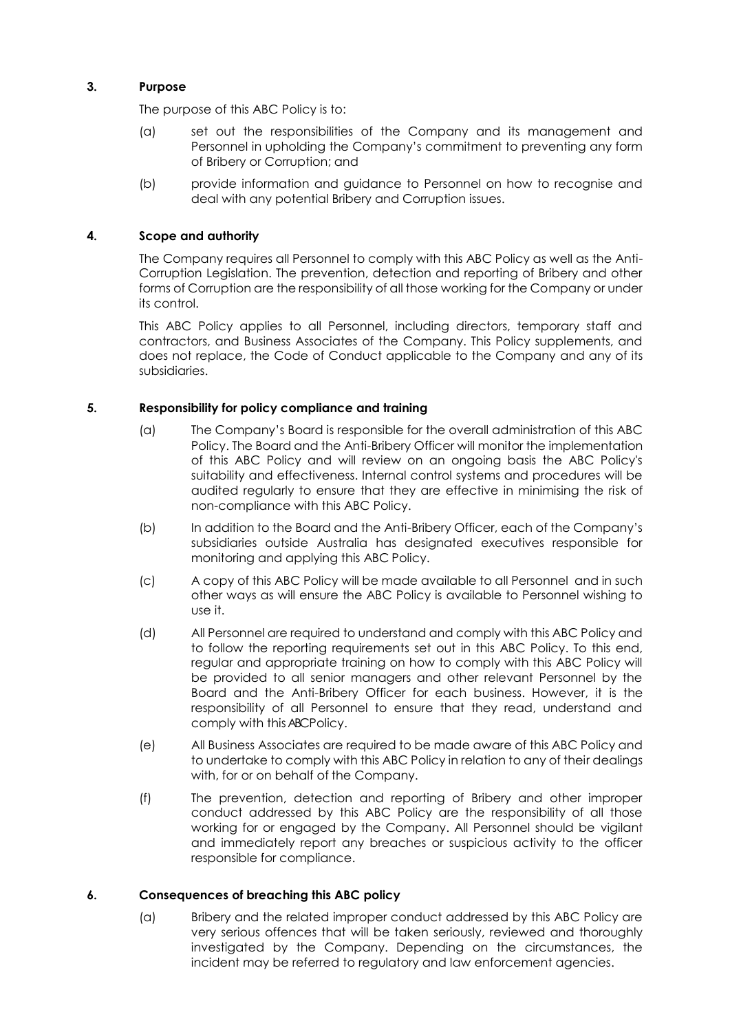## 3. Purpose

The purpose of this ABC Policy is to:

(a) set out the responsibilities of the Company and its management and Personnel in upholding the Company's commitment to preventing any form of Bribery or Corruption; and

(b) provide information and guidance to Personnel on how to recognise and deal with any potential Bribery and Corruption issues.

## 4. Scope and authority

The Company requires all Personnel to comply with this ABC Policy as well as the Anti-Corruption Legislation. The prevention, detection and reporting of Bribery and other forms of Corruption are the responsibility of all those working for the Company or under its control.

This ABC Policy applies to all Personnel, including directors, temporary staff and contractors, and Business Associates of the Company. This Policy supplements, and does not replace, the Code of Conduct applicable to the Company and any of its subsidiaries.

## 5. Responsibility for policy compliance and training

(a) The Company's Board is responsible for the overall administration of this ABC Policy. The Board and the Anti-Bribery Officer will monitor the implementation of this ABC Policy and will review on an ongoing basis the ABC Policy's suitability and effectiveness. Internal control systems and procedures will be audited regularly to ensure that they are effective in minimising the risk of non-compliance with this ABC Policy.

(b) In addition to the Board and the Anti-Bribery Officer, each of the Company's subsidiaries outside Australia has designated executives responsible for monitoring and applying this ABC Policy.

(c) A copy of this ABC Policy will be made available to all Personnel and in such other ways as will ensure the ABC Policy is available to Personnel wishing to use it.

(d) All Personnel are required to understand and comply with this ABC Policy and to follow the reporting requirements set out in this ABC Policy. To this end, regular and appropriate training on how to comply with this ABC Policy will be provided to all senior managers and other relevant Personnel by the Board and the Anti-Bribery Officer for each business. However, it is the responsibility of all Personnel to ensure that they read, understand and comply with this ABC Policy.

(e) All Business Associates are required to be made aware of this ABC Policy and to undertake to comply with this ABC Policy in relation to any of their dealings with, for or on behalf of the Company.

(f) The prevention, detection and reporting of Bribery and other improper conduct addressed by this ABC Policy are the responsibility of all those working for or engaged by the Company. All Personnel should be vigilant and immediately report any breaches or suspicious activity to the officer responsible for compliance.

## 6. Consequences of breaching this ABC policy

(a) Bribery and the related improper conduct addressed by this ABC Policy are very serious offences that will be taken seriously, reviewed and thoroughly investigated by the Company. Depending on the circumstances, the incident may be referred to regulatory and law enforcement agencies.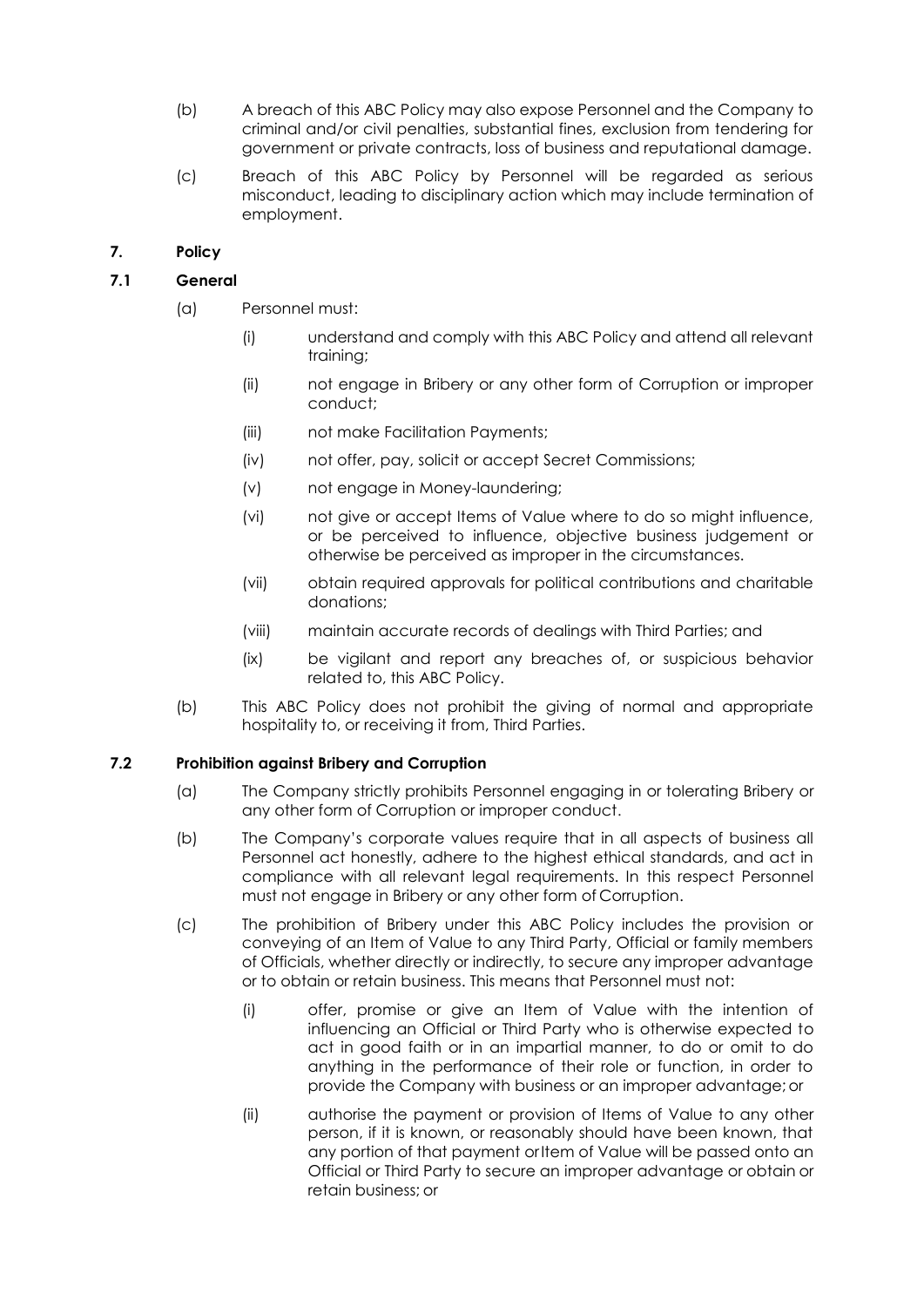(b) A breach of this ABC Policy may also expose Personnel and the Company to criminal and/or civil penalties, substantial fines, exclusion from tendering for government or private contracts, loss of business and reputational damage.

(c) Breach of this ABC Policy by Personnel will be regarded as serious misconduct, leading to disciplinary action which may include termination of employment.

## 7. Policy

### 7.1 General

(a) Personnel must:

(i) understand and comply with this ABC Policy and attend all relevant training;

(ii) not engage in Bribery or any other form of Corruption or improper conduct;

(iii) not make Facilitation Payments;

(iv) not offer, pay, solicit or accept Secret Commissions;

(v) not engage in Money-laundering;

(vi) not give or accept Items of Value where to do so might influence, or be perceived to influence, objective business judgement or otherwise be perceived as improper in the circumstances.

(vii) obtain required approvals for political contributions and charitable donations;

(viii) maintain accurate records of dealings with Third Parties; and

(ix) be vigilant and report any breaches of, or suspicious behavior related to, this ABC Policy.

(b) This ABC Policy does not prohibit the giving of normal and appropriate hospitality to, or receiving it from, Third Parties.

### 7.2 Prohibition against Bribery and Corruption

(a) The Company strictly prohibits Personnel engaging in or tolerating Bribery or any other form of Corruption or improper conduct.

(b) The Company's corporate values require that in all aspects of business all Personnel act honestly, adhere to the highest ethical standards, and act in compliance with all relevant legal requirements. In this respect Personnel must not engage in Bribery or any other form of Corruption.

(c) The prohibition of Bribery under this ABC Policy includes the provision or conveying of an Item of Value to any Third Party, Official or family members of Officials, whether directly or indirectly, to secure any improper advantage or to obtain or retain business. This means that Personnel must not:

(i) offer, promise or give an Item of Value with the intention of influencing an Official or Third Party who is otherwise expected to act in good faith or in an impartial manner, to do or omit to do anything in the performance of their role or function, in order to provide the Company with business or an improper advantage; or

(ii) authorise the payment or provision of Items of Value to any other person, if it is known, or reasonably should have been known, that any portion of that payment or Item of Value will be passed onto an Official or Third Party to secure an improper advantage or obtain or retain business; or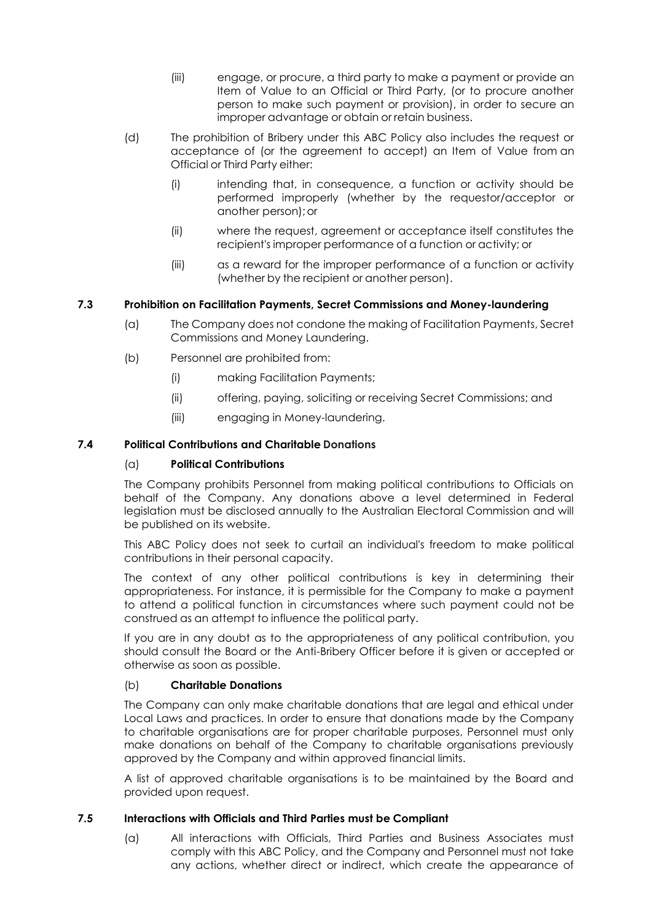(iii) engage, or procure, a third party to make a payment or provide an Item of Value to an Official or Third Party, (or to procure another person to make such payment or provision), in order to secure an improper advantage or obtain or retain business.

(d) The prohibition of Bribery under this ABC Policy also includes the request or acceptance of (or the agreement to accept) an Item of Value from an Official or Third Party either:

(i) intending that, in consequence, a function or activity should be performed improperly (whether by the requestor/acceptor or another person); or

(ii) where the request, agreement or acceptance itself constitutes the recipient's improper performance of a function or activity; or

(iii) as a reward for the improper performance of a function or activity (whether by the recipient or another person).

### 7.3 Prohibition on Facilitation Payments, Secret Commissions and Money-laundering

(a) The Company does not condone the making of Facilitation Payments, Secret Commissions and Money Laundering.

(b) Personnel are prohibited from:

(i) making Facilitation Payments;

(ii) offering, paying, soliciting or receiving Secret Commissions; and

(iii) engaging in Money-laundering.

### 7.4 Political Contributions and Charitable Donations

(a) **Political Contributions**

The Company prohibits Personnel from making political contributions to Officials on behalf of the Company. Any donations above a level determined in Federal legislation must be disclosed annually to the Australian Electoral Commission and will be published on its website.

This ABC Policy does not seek to curtail an individual's freedom to make political contributions in their personal capacity.

The context of any other political contributions is key in determining their appropriateness. For instance, it is permissible for the Company to make a payment to attend a political function in circumstances where such payment could not be construed as an attempt to influence the political party.

If you are in any doubt as to the appropriateness of any political contribution, you should consult the Board or the Anti-Bribery Officer before it is given or accepted or otherwise as soon as possible.

(b) **Charitable Donations**

The Company can only make charitable donations that are legal and ethical under Local Laws and practices. In order to ensure that donations made by the Company to charitable organisations are for proper charitable purposes, Personnel must only make donations on behalf of the Company to charitable organisations previously approved by the Company and within approved financial limits.

A list of approved charitable organisations is to be maintained by the Board and provided upon request.

### 7.5 Interactions with Officials and Third Parties must be Compliant

(a) All interactions with Officials, Third Parties and Business Associates must comply with this ABC Policy, and the Company and Personnel must not take any actions, whether direct or indirect, which create the appearance of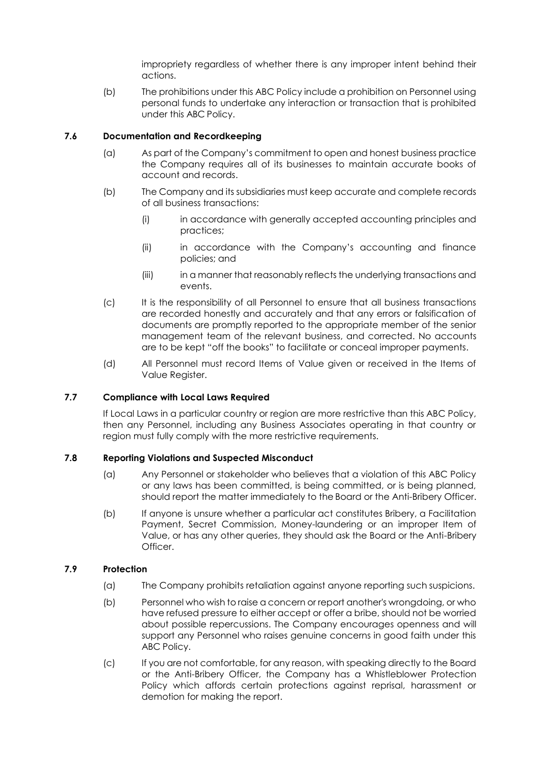impropriety regardless of whether there is any improper intent behind their actions.

(b) The prohibitions under this ABC Policy include a prohibition on Personnel using personal funds to undertake any interaction or transaction that is prohibited under this ABC Policy.

### 7.6 Documentation and Recordkeeping

(a) As part of the Company's commitment to open and honest business practice the Company requires all of its businesses to maintain accurate books of account and records.

(b) The Company and its subsidiaries must keep accurate and complete records of all business transactions:

(i) in accordance with generally accepted accounting principles and practices;

(ii) in accordance with the Company's accounting and finance policies; and

(iii) in a manner that reasonably reflects the underlying transactions and events.

(c) It is the responsibility of all Personnel to ensure that all business transactions are recorded honestly and accurately and that any errors or falsification of documents are promptly reported to the appropriate member of the senior management team of the relevant business, and corrected. No accounts are to be kept "off the books" to facilitate or conceal improper payments.

(d) All Personnel must record Items of Value given or received in the Items of Value Register.

### 7.7 Compliance with Local Laws Required

If Local Laws in a particular country or region are more restrictive than this ABC Policy, then any Personnel, including any Business Associates operating in that country or region must fully comply with the more restrictive requirements.

### 7.8 Reporting Violations and Suspected Misconduct

(a) Any Personnel or stakeholder who believes that a violation of this ABC Policy or any laws has been committed, is being committed, or is being planned, should report the matter immediately to the Board or the Anti-Bribery Officer.

(b) If anyone is unsure whether a particular act constitutes Bribery, a Facilitation Payment, Secret Commission, Money-laundering or an improper Item of Value, or has any other queries, they should ask the Board or the Anti-Bribery Officer.

### 7.9 Protection

(a) The Company prohibits retaliation against anyone reporting such suspicions.

(b) Personnel who wish to raise a concern or report another's wrongdoing, or who have refused pressure to either accept or offer a bribe, should not be worried about possible repercussions. The Company encourages openness and will support any Personnel who raises genuine concerns in good faith under this ABC Policy.

(c) If you are not comfortable, for any reason, with speaking directly to the Board or the Anti-Bribery Officer, the Company has a Whistleblower Protection Policy which affords certain protections against reprisal, harassment or demotion for making the report.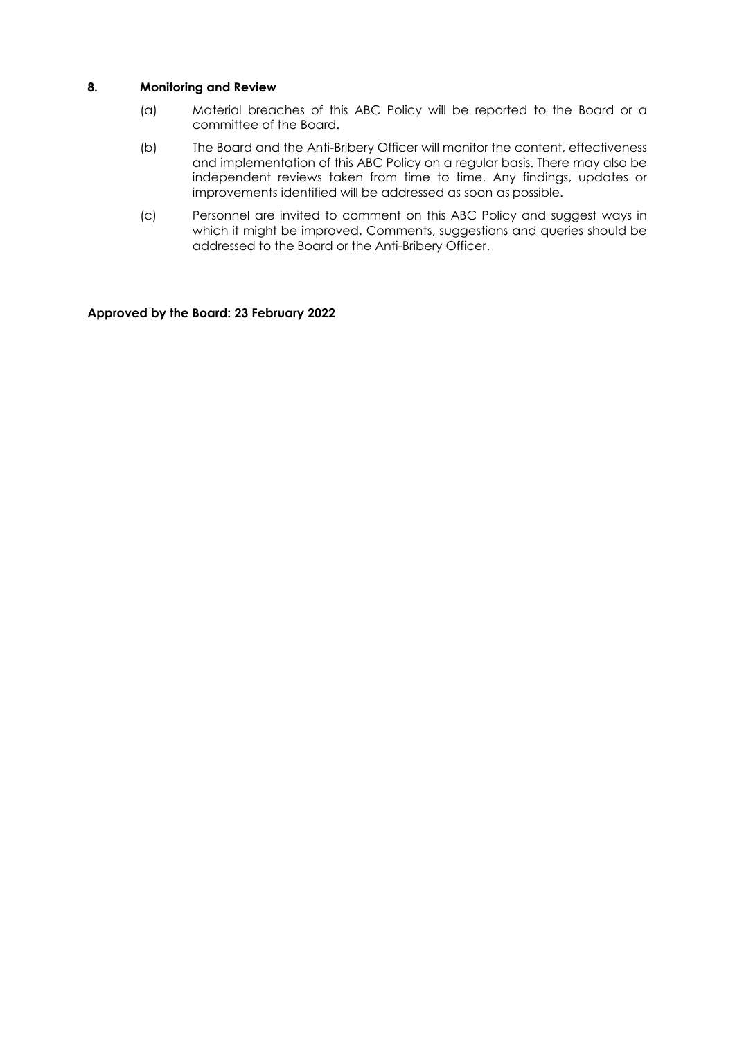## 8. Monitoring and Review

(a) Material breaches of this ABC Policy will be reported to the Board or a committee of the Board.

(b) The Board and the Anti-Bribery Officer will monitor the content, effectiveness and implementation of this ABC Policy on a regular basis. There may also be independent reviews taken from time to time. Any findings, updates or improvements identified will be addressed as soon as possible.

(c) Personnel are invited to comment on this ABC Policy and suggest ways in which it might be improved. Comments, suggestions and queries should be addressed to the Board or the Anti-Bribery Officer.

**Approved by the Board: 23 February 2022**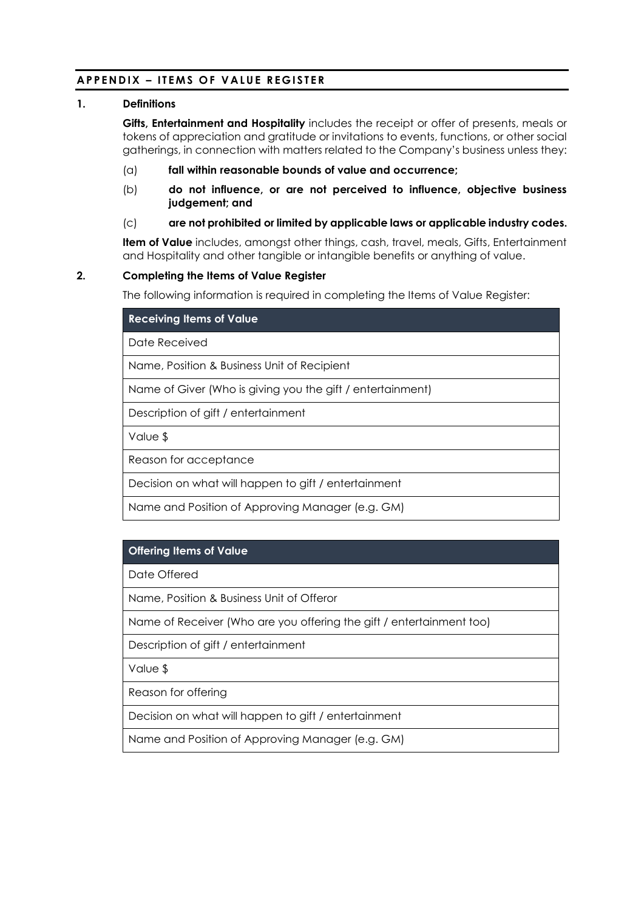## APPENDIX – ITEMS OF VALUE REGISTER

### 1. Definitions

**Gifts, Entertainment and Hospitality** includes the receipt or offer of presents, meals or tokens of appreciation and gratitude or invitations to events, functions, or other social gatherings, in connection with matters related to the Company's business unless they:

(a) **fall within reasonable bounds of value and occurrence;**

(b) **do not influence, or are not perceived to influence, objective business judgement; and**

(c) **are not prohibited or limited by applicable laws or applicable industry codes.**

**Item of Value** includes, amongst other things, cash, travel, meals, Gifts, Entertainment and Hospitality and other tangible or intangible benefits or anything of value.

### 2. Completing the Items of Value Register

The following information is required in completing the Items of Value Register:

| Receiving Items of Value |
|---|
| Date Received |
| Name, Position & Business Unit of Recipient |
| Name of Giver (Who is giving you the gift / entertainment) |
| Description of gift / entertainment |
| Value $ |
| Reason for acceptance |
| Decision on what will happen to gift / entertainment |
| Name and Position of Approving Manager (e.g. GM) |

| Offering Items of Value |
|---|
| Date Offered |
| Name, Position & Business Unit of Offeror |
| Name of Receiver (Who are you offering the gift / entertainment too) |
| Description of gift / entertainment |
| Value $ |
| Reason for offering |
| Decision on what will happen to gift / entertainment |
| Name and Position of Approving Manager (e.g. GM) |